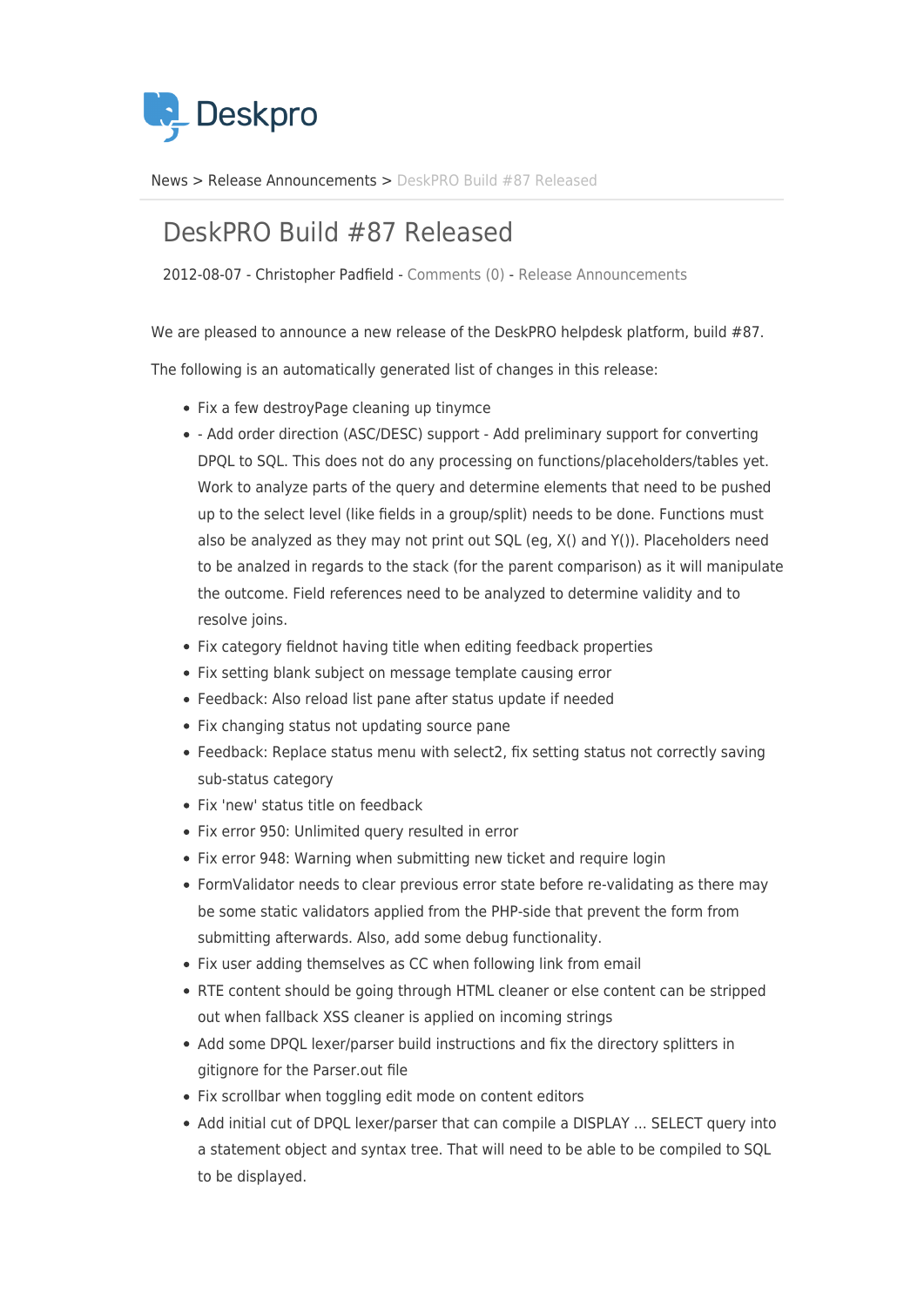Deskpro

News > Release Announcements > DeskPRO Build #87 Released

# DeskPRO Build #87 Released

2012-08-07 - Christopher Padfield - Comments (0) - Release Announcements

We are pleased to announce a new release of the DeskPRO helpdesk platform, build #87.

The following is an automatically generated list of changes in this release:

- Fix a few destroyPage cleaning up tinymce
- - Add order direction (ASC/DESC) support - Add preliminary support for converting DPQL to SQL. This does not do any processing on functions/placeholders/tables yet. Work to analyze parts of the query and determine elements that need to be pushed up to the select level (like fields in a group/split) needs to be done. Functions must also be analyzed as they may not print out SQL (eg, X() and Y()). Placeholders need to be analzed in regards to the stack (for the parent comparison) as it will manipulate the outcome. Field references need to be analyzed to determine validity and to resolve joins.
- Fix category fieldnot having title when editing feedback properties
- Fix setting blank subject on message template causing error
- Feedback: Also reload list pane after status update if needed
- Fix changing status not updating source pane
- Feedback: Replace status menu with select2, fix setting status not correctly saving sub-status category
- Fix 'new' status title on feedback
- Fix error 950: Unlimited query resulted in error
- Fix error 948: Warning when submitting new ticket and require login
- FormValidator needs to clear previous error state before re-validating as there may be some static validators applied from the PHP-side that prevent the form from submitting afterwards. Also, add some debug functionality.
- Fix user adding themselves as CC when following link from email
- RTE content should be going through HTML cleaner or else content can be stripped out when fallback XSS cleaner is applied on incoming strings
- Add some DPQL lexer/parser build instructions and fix the directory splitters in gitignore for the Parser.out file
- Fix scrollbar when toggling edit mode on content editors
- Add initial cut of DPQL lexer/parser that can compile a DISPLAY ... SELECT query into a statement object and syntax tree. That will need to be able to be compiled to SQL to be displayed.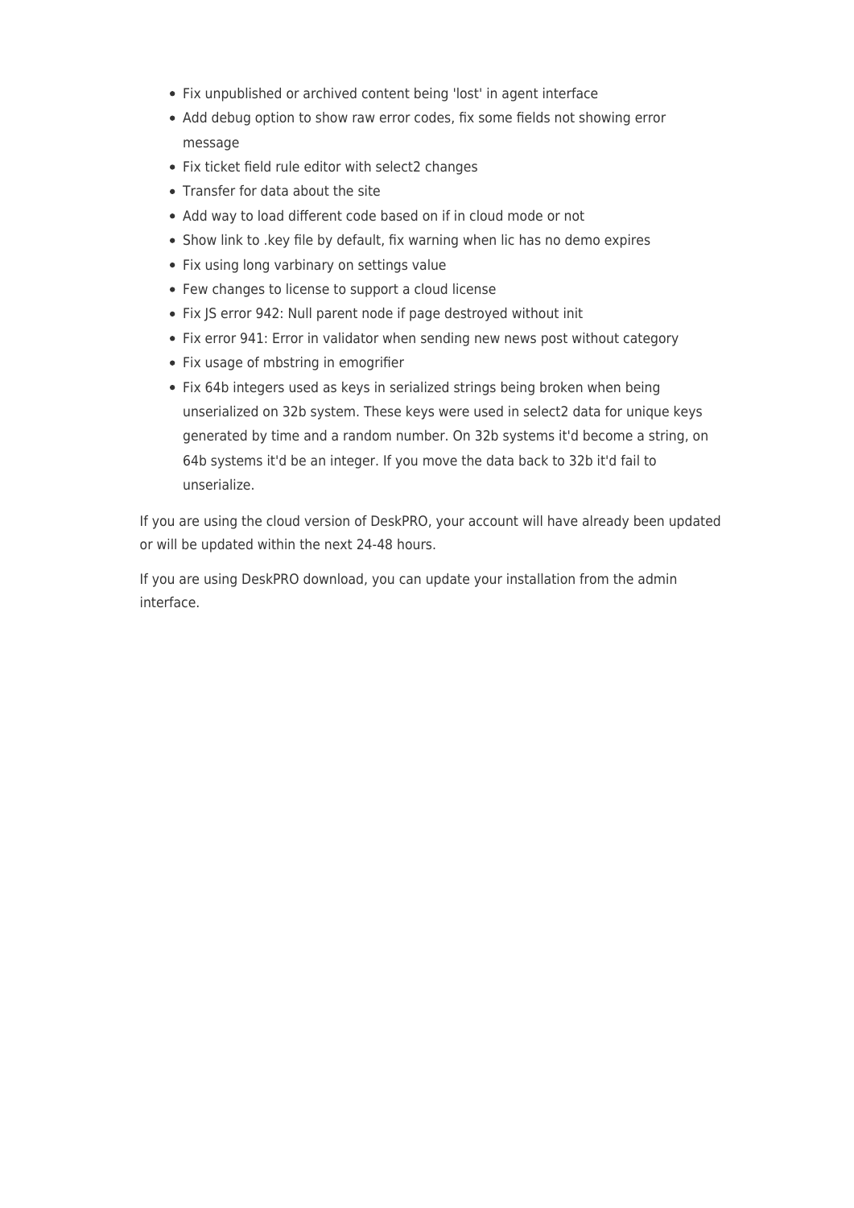- Fix unpublished or archived content being 'lost' in agent interface
- Add debug option to show raw error codes, fix some fields not showing error message
- Fix ticket field rule editor with select2 changes
- Transfer for data about the site
- Add way to load different code based on if in cloud mode or not
- Show link to .key file by default, fix warning when lic has no demo expires
- Fix using long varbinary on settings value
- Few changes to license to support a cloud license
- Fix JS error 942: Null parent node if page destroyed without init
- Fix error 941: Error in validator when sending new news post without category
- Fix usage of mbstring in emogrifier
- Fix 64b integers used as keys in serialized strings being broken when being unserialized on 32b system. These keys were used in select2 data for unique keys generated by time and a random number. On 32b systems it'd become a string, on 64b systems it'd be an integer. If you move the data back to 32b it'd fail to unserialize.

If you are using the cloud version of DeskPRO, your account will have already been updated or will be updated within the next 24-48 hours.

If you are using DeskPRO download, you can update your installation from the admin interface.